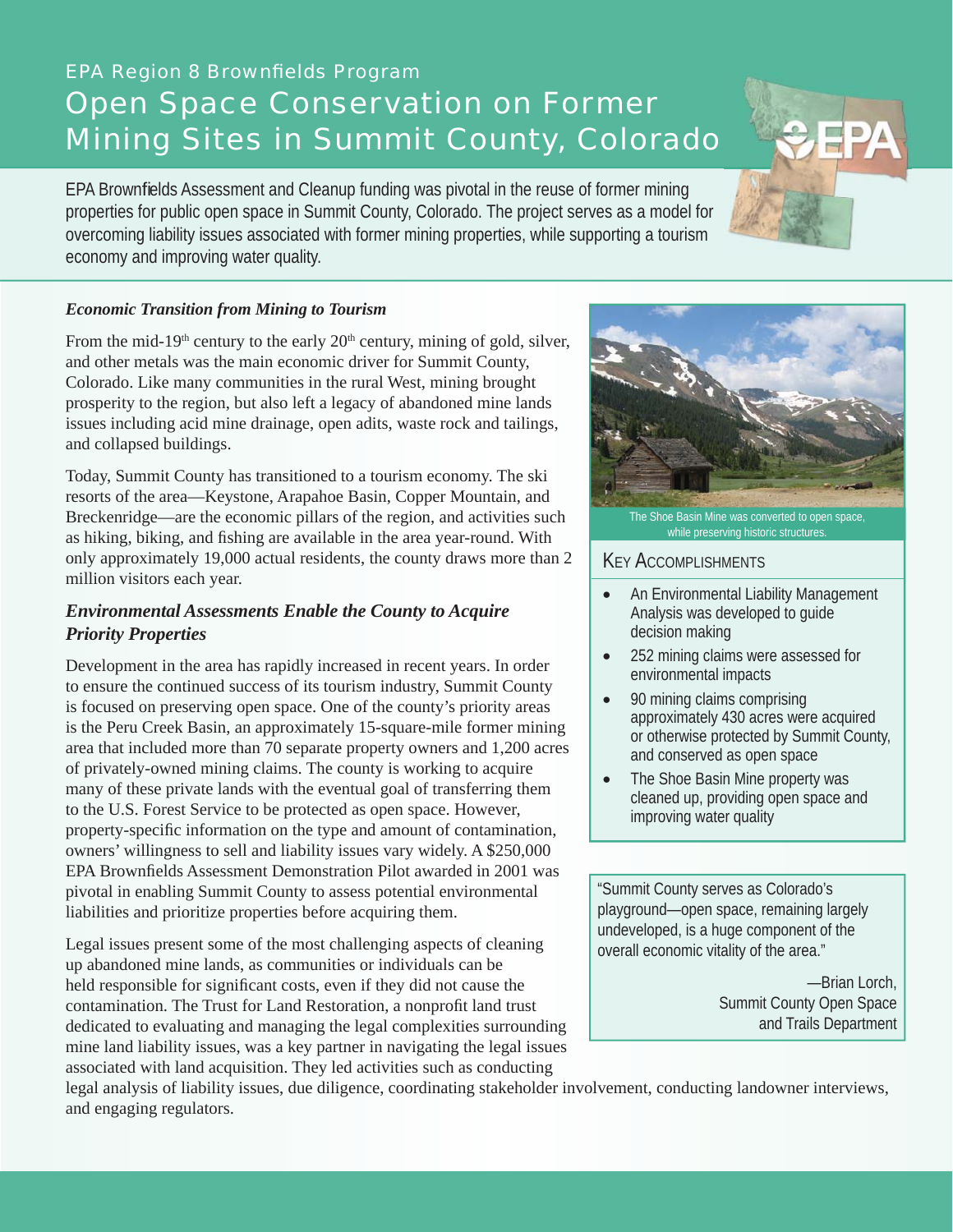EPA Region 8 Brownfields Program

# Open Space Conservation on Former Mining Sites in Summit County, Colorado

EPA Brownfields Assessment and Cleanup funding was pivotal in the reuse of former mining properties for public open space in Summit County, Colorado. The project serves as a model for overcoming liability issues associated with former mining properties, while supporting a tourism economy and improving water quality.

### *Economic Transition from Mining to Tourism*

From the mid-19th century to the early 20th century, mining of gold, silver, and other metals was the main economic driver for Summit County, Colorado. Like many communities in the rural West, mining brought prosperity to the region, but also left a legacy of abandoned mine lands issues including acid mine drainage, open adits, waste rock and tailings, and collapsed buildings.

Today, Summit County has transitioned to a tourism economy. The ski resorts of the area—Keystone, Arapahoe Basin, Copper Mountain, and Breckenridge—are the economic pillars of the region, and activities such as hiking, biking, and fishing are available in the area year-round. With only approximately 19,000 actual residents, the county draws more than 2 million visitors each year.

### *Environmental Assessments Enable the County to Acquire Priority Properties*

Development in the area has rapidly increased in recent years. In order to ensure the continued success of its tourism industry, Summit County is focused on preserving open space. One of the county's priority areas is the Peru Creek Basin, an approximately 15-square-mile former mining area that included more than 70 separate property owners and 1,200 acres of privately-owned mining claims. The county is working to acquire many of these private lands with the eventual goal of transferring them to the U.S. Forest Service to be protected as open space. However, property-specific information on the type and amount of contamination, owners' willingness to sell and liability issues vary widely. A $250,000 EPA Brownfields Assessment Demonstration Pilot awarded in 2001 was pivotal in enabling Summit County to assess potential environmental liabilities and prioritize properties before acquiring them.

Legal issues present some of the most challenging aspects of cleaning up abandoned mine lands, as communities or individuals can be held responsible for significant costs, even if they did not cause the contamination. The Trust for Land Restoration, a nonprofit land trust dedicated to evaluating and managing the legal complexities surrounding mine land liability issues, was a key partner in navigating the legal issues associated with land acquisition. They led activities such as conducting legal analysis of liability issues, due diligence, coordinating stakeholder involvement, conducting landowner interviews, and engaging regulators.

The Shoe Basin Mine was converted to open space, while preserving historic structures.

### Key Accomplishments

- An Environmental Liability Management Analysis was developed to guide decision making
- 252 mining claims were assessed for environmental impacts
- 90 mining claims comprising approximately 430 acres were acquired or otherwise protected by Summit County, and conserved as open space
- The Shoe Basin Mine property was cleaned up, providing open space and improving water quality

"Summit County serves as Colorado's playground—open space, remaining largely undeveloped, is a huge component of the overall economic vitality of the area."

—Brian Lorch,
Summit County Open Space and Trails Department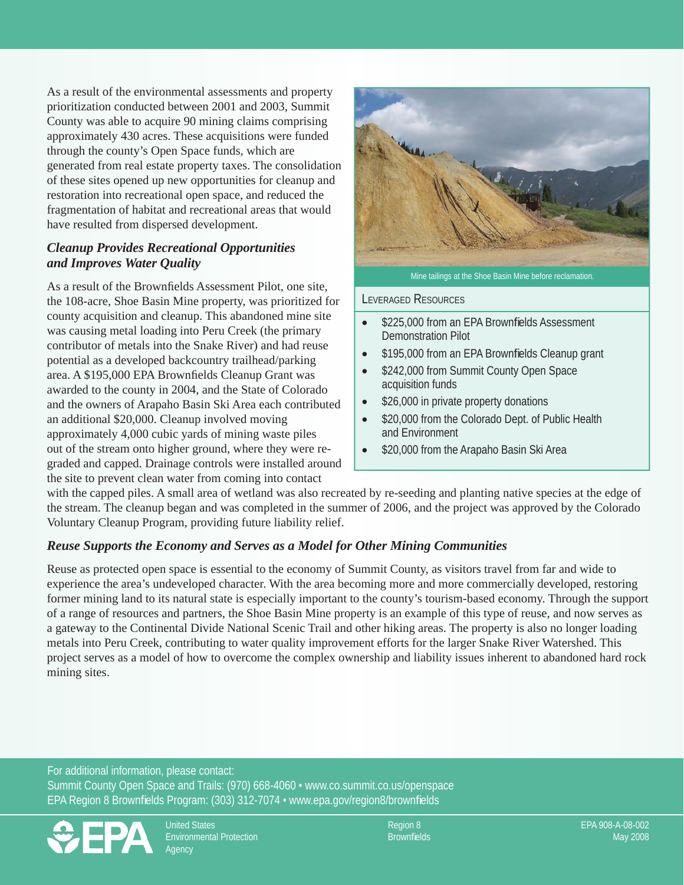As a result of the environmental assessments and property prioritization conducted between 2001 and 2003, Summit County was able to acquire 90 mining claims comprising approximately 430 acres. These acquisitions were funded through the county's Open Space funds, which are generated from real estate property taxes. The consolidation of these sites opened up new opportunities for cleanup and restoration into recreational open space, and reduced the fragmentation of habitat and recreational areas that would have resulted from dispersed development.

### *Cleanup Provides Recreational Opportunities and Improves Water Quality*

As a result of the Brownfields Assessment Pilot, one site, the 108-acre, Shoe Basin Mine property, was prioritized for county acquisition and cleanup. This abandoned mine site was causing metal loading into Peru Creek (the primary contributor of metals into the Snake River) and had reuse potential as a developed backcountry trailhead/parking area. A $195,000 EPA Brownfields Cleanup Grant was awarded to the county in 2004, and the State of Colorado and the owners of Arapaho Basin Ski Area each contributed an additional $20,000. Cleanup involved moving approximately 4,000 cubic yards of mining waste piles out of the stream onto higher ground, where they were re-graded and capped. Drainage controls were installed around the site to prevent clean water from coming into contact with the capped piles. A small area of wetland was also recreated by re-seeding and planting native species at the edge of the stream. The cleanup began and was completed in the summer of 2006, and the project was approved by the Colorado Voluntary Cleanup Program, providing future liability relief.

Mine tailings at the Shoe Basin Mine before reclamation.

**Leveraged Resources**

- $225,000 from an EPA Brownfields Assessment Demonstration Pilot
- $195,000 from an EPA Brownfields Cleanup grant
- $242,000 from Summit County Open Space acquisition funds
- $26,000 in private property donations
- $20,000 from the Colorado Dept. of Public Health and Environment
- $20,000 from the Arapaho Basin Ski Area

### *Reuse Supports the Economy and Serves as a Model for Other Mining Communities*

Reuse as protected open space is essential to the economy of Summit County, as visitors travel from far and wide to experience the area's undeveloped character. With the area becoming more and more commercially developed, restoring former mining land to its natural state is especially important to the county's tourism-based economy. Through the support of a range of resources and partners, the Shoe Basin Mine property is an example of this type of reuse, and now serves as a gateway to the Continental Divide National Scenic Trail and other hiking areas. The property is also no longer loading metals into Peru Creek, contributing to water quality improvement efforts for the larger Snake River Watershed. This project serves as a model of how to overcome the complex ownership and liability issues inherent to abandoned hard rock mining sites.

For additional information, please contact:
Summit County Open Space and Trails: (970) 668-4060 • www.co.summit.co.us/openspace
EPA Region 8 Brownfields Program: (303) 312-7074 • www.epa.gov/region8/brownfields

EPA United States Environmental Protection Agency

Region 8 Brownfields

EPA 908-A-08-002
May 2008